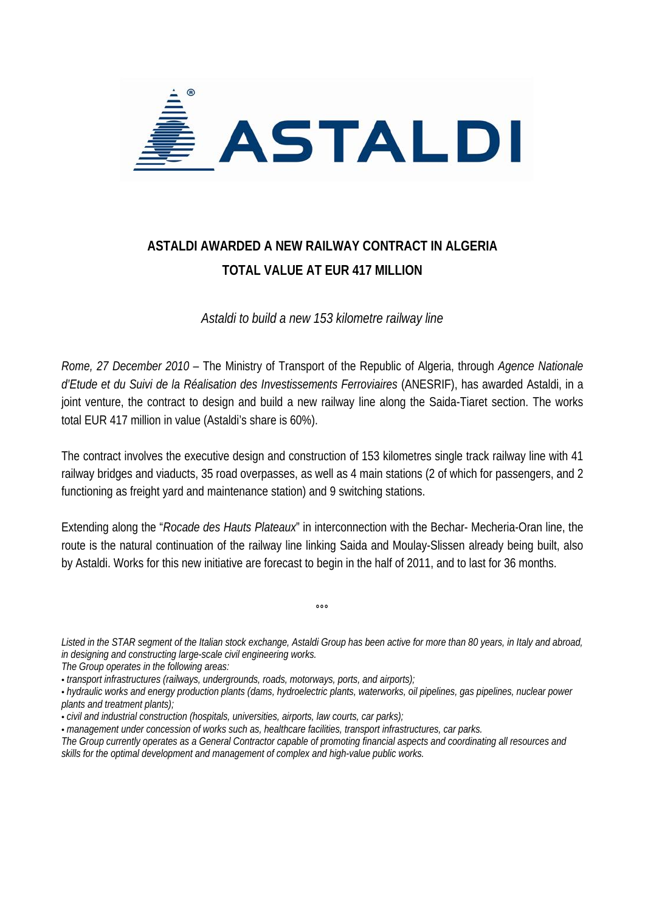# ASTALDI AWARDED A NEW RAILWAY CONTRACT IN ALGERIA
# TOTAL VALUE AT EUR 417 MILLION

*Astaldi to build a new 153 kilometre railway line*

*Rome, 27 December 2010* – The Ministry of Transport of the Republic of Algeria, through *Agence Nationale d'Etude et du Suivi de la Réalisation des Investissements Ferroviaires* (ANESRIF), has awarded Astaldi, in a joint venture, the contract to design and build a new railway line along the Saida-Tiaret section. The works total EUR 417 million in value (Astaldi's share is 60%).

The contract involves the executive design and construction of 153 kilometres single track railway line with 41 railway bridges and viaducts, 35 road overpasses, as well as 4 main stations (2 of which for passengers, and 2 functioning as freight yard and maintenance station) and 9 switching stations.

Extending along the "*Rocade des Hauts Plateaux*" in interconnection with the Bechar- Mecheria-Oran line, the route is the natural continuation of the railway line linking Saida and Moulay-Slissen already being built, also by Astaldi. Works for this new initiative are forecast to begin in the half of 2011, and to last for 36 months.

°°°

*Listed in the STAR segment of the Italian stock exchange, Astaldi Group has been active for more than 80 years, in Italy and abroad, in designing and constructing large-scale civil engineering works.*

*The Group operates in the following areas:*

*• transport infrastructures (railways, undergrounds, roads, motorways, ports, and airports);*

*• hydraulic works and energy production plants (dams, hydroelectric plants, waterworks, oil pipelines, gas pipelines, nuclear power plants and treatment plants);*

*• civil and industrial construction (hospitals, universities, airports, law courts, car parks);*

*• management under concession of works such as, healthcare facilities, transport infrastructures, car parks.*

*The Group currently operates as a General Contractor capable of promoting financial aspects and coordinating all resources and skills for the optimal development and management of complex and high-value public works.*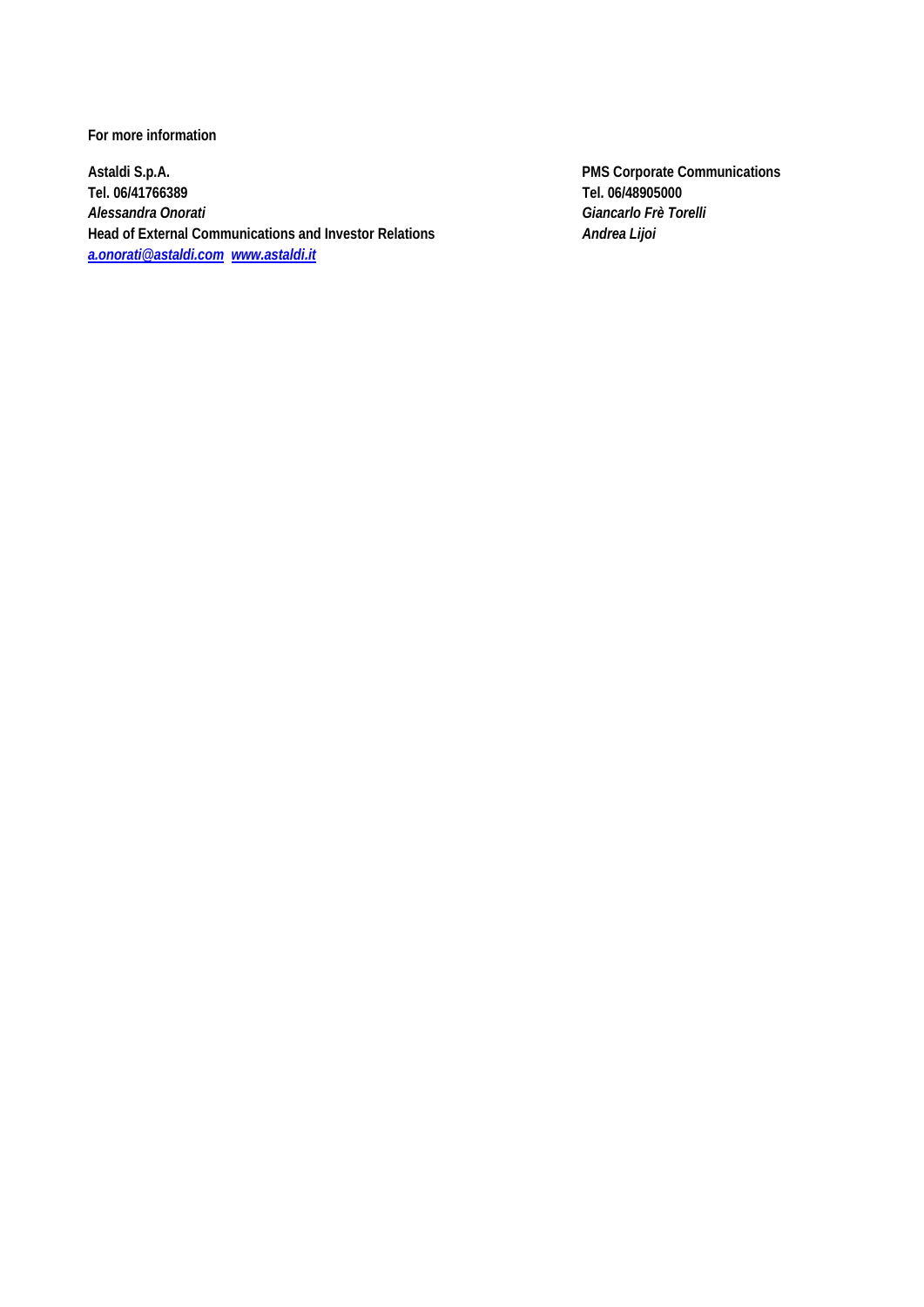**For more information**

**Astaldi S.p.A.**
**Tel. 06/41766389**
***Alessandra Onorati***
**Head of External Communications and Investor Relations**
***a.onorati@astaldi.com*** ***www.astaldi.it***

**PMS Corporate Communications**
**Tel. 06/48905000**
***Giancarlo Frè Torelli***
***Andrea Lijoi***